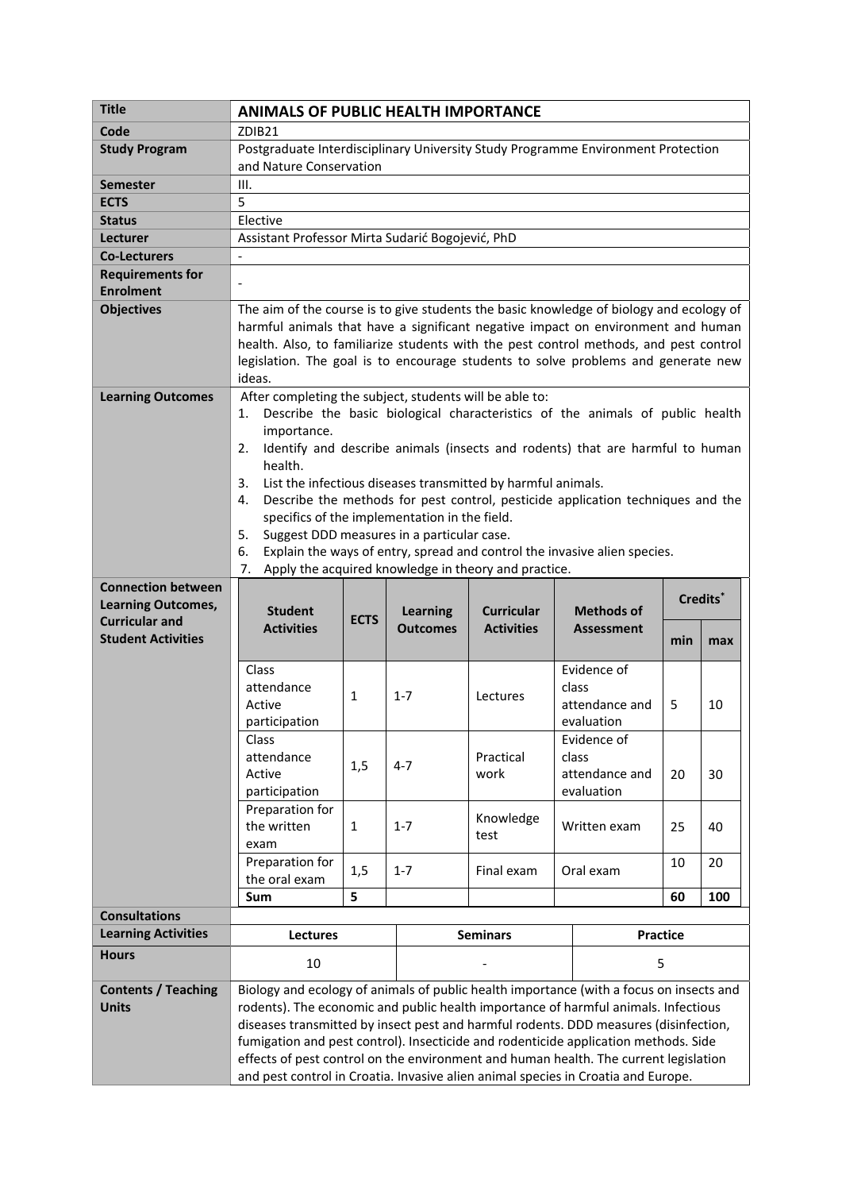| Title | **ANIMALS OF PUBLIC HEALTH IMPORTANCE** |
|---|---|
| **Code** | ZDIB21 |
| **Study Program** | Postgraduate Interdisciplinary University Study Programme Environment Protection and Nature Conservation |
| **Semester** | III. |
| **ECTS** | 5 |
| **Status** | Elective |
| **Lecturer** | Assistant Professor Mirta Sudarić Bogojević, PhD |
| **Co-Lecturers** | - |
| **Requirements for Enrolment** | - |
| **Objectives** | The aim of the course is to give students the basic knowledge of biology and ecology of harmful animals that have a significant negative impact on environment and human health. Also, to familiarize students with the pest control methods, and pest control legislation. The goal is to encourage students to solve problems and generate new ideas. |
| **Learning Outcomes** | After completing the subject, students will be able to:<br>1. Describe the basic biological characteristics of the animals of public health importance.<br>2. Identify and describe animals (insects and rodents) that are harmful to human health.<br>3. List the infectious diseases transmitted by harmful animals.<br>4. Describe the methods for pest control, pesticide application techniques and the specifics of the implementation in the field.<br>5. Suggest DDD measures in a particular case.<br>6. Explain the ways of entry, spread and control the invasive alien species.<br>7. Apply the acquired knowledge in theory and practice. |

**Connection between Learning Outcomes, Curricular and Student Activities**

| Student Activities | ECTS | Learning Outcomes | Curricular Activities | Methods of Assessment | Credits* | |
|---|---|---|---|---|---|---|
| | | | | | min | max |
| Class attendance Active participation | 1 | 1-7 | Lectures | Evidence of class attendance and evaluation | 5 | 10 |
| Class attendance Active participation | 1,5 | 4-7 | Practical work | Evidence of class attendance and evaluation | 20 | 30 |
| Preparation for the written exam | 1 | 1-7 | Knowledge test | Written exam | 25 | 40 |
| Preparation for the oral exam | 1,5 | 1-7 | Final exam | Oral exam | 10 | 20 |
| **Sum** | **5** | | | | **60** | **100** |

| **Consultations** | | | |
|---|---|---|---|
| **Learning Activities** | **Lectures** | **Seminars** | **Practice** |
| **Hours** | 10 | - | 5 |

| **Contents / Teaching Units** | Biology and ecology of animals of public health importance (with a focus on insects and rodents). The economic and public health importance of harmful animals. Infectious diseases transmitted by insect pest and harmful rodents. DDD measures (disinfection, fumigation and pest control). Insecticide and rodenticide application methods. Side effects of pest control on the environment and human health. The current legislation and pest control in Croatia. Invasive alien animal species in Croatia and Europe. |
|---|---|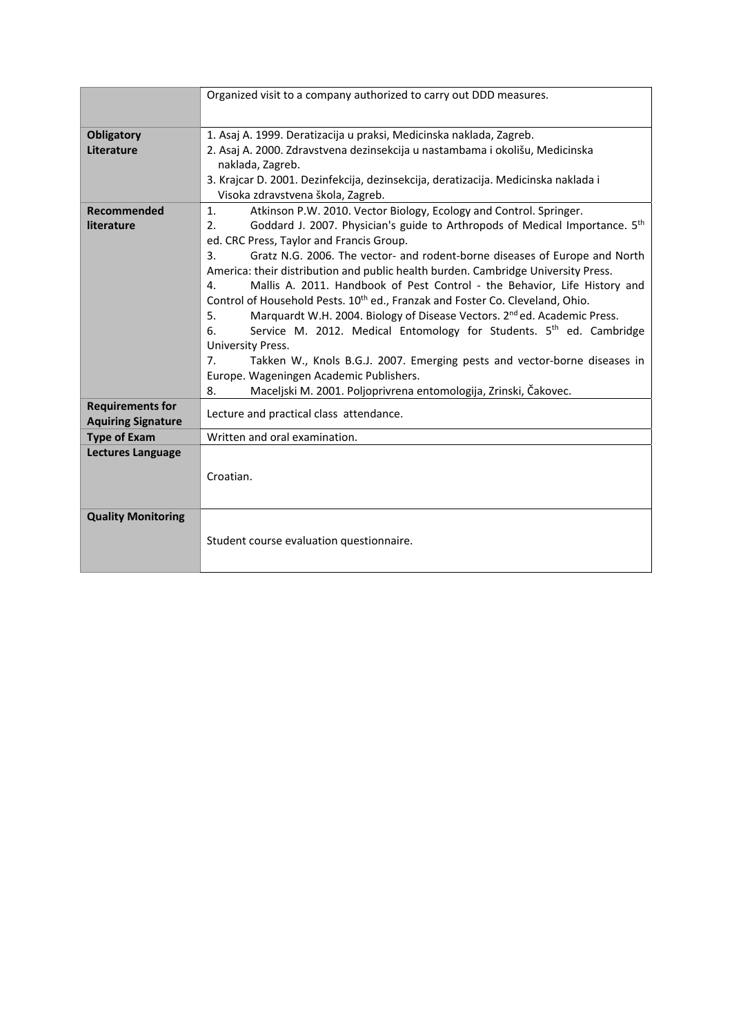| | |
|---|---|
| | Organized visit to a company authorized to carry out DDD measures. |
| **Obligatory Literature** | 1. Asaj A. 1999. Deratizacija u praksi, Medicinska naklada, Zagreb.<br>2. Asaj A. 2000. Zdravstvena dezinsekcija u nastambama i okolišu, Medicinska naklada, Zagreb.<br>3. Krajcar D. 2001. Dezinfekcija, dezinsekcija, deratizacija. Medicinska naklada i Visoka zdravstvena škola, Zagreb. |
| **Recommended literature** | 1. Atkinson P.W. 2010. Vector Biology, Ecology and Control. Springer.<br>2. Goddard J. 2007. Physician's guide to Arthropods of Medical Importance. 5th ed. CRC Press, Taylor and Francis Group.<br>3. Gratz N.G. 2006. The vector- and rodent-borne diseases of Europe and North America: their distribution and public health burden. Cambridge University Press.<br>4. Mallis A. 2011. Handbook of Pest Control - the Behavior, Life History and Control of Household Pests. 10th ed., Franzak and Foster Co. Cleveland, Ohio.<br>5. Marquardt W.H. 2004. Biology of Disease Vectors. 2nd ed. Academic Press.<br>6. Service M. 2012. Medical Entomology for Students. 5th ed. Cambridge University Press.<br>7. Takken W., Knols B.G.J. 2007. Emerging pests and vector-borne diseases in Europe. Wageningen Academic Publishers.<br>8. Maceljski M. 2001. Poljoprivrena entomologija, Zrinski, Čakovec. |
| **Requirements for Aquiring Signature** | Lecture and practical class attendance. |
| **Type of Exam** | Written and oral examination. |
| **Lectures Language** | Croatian. |
| **Quality Monitoring** | Student course evaluation questionnaire. |